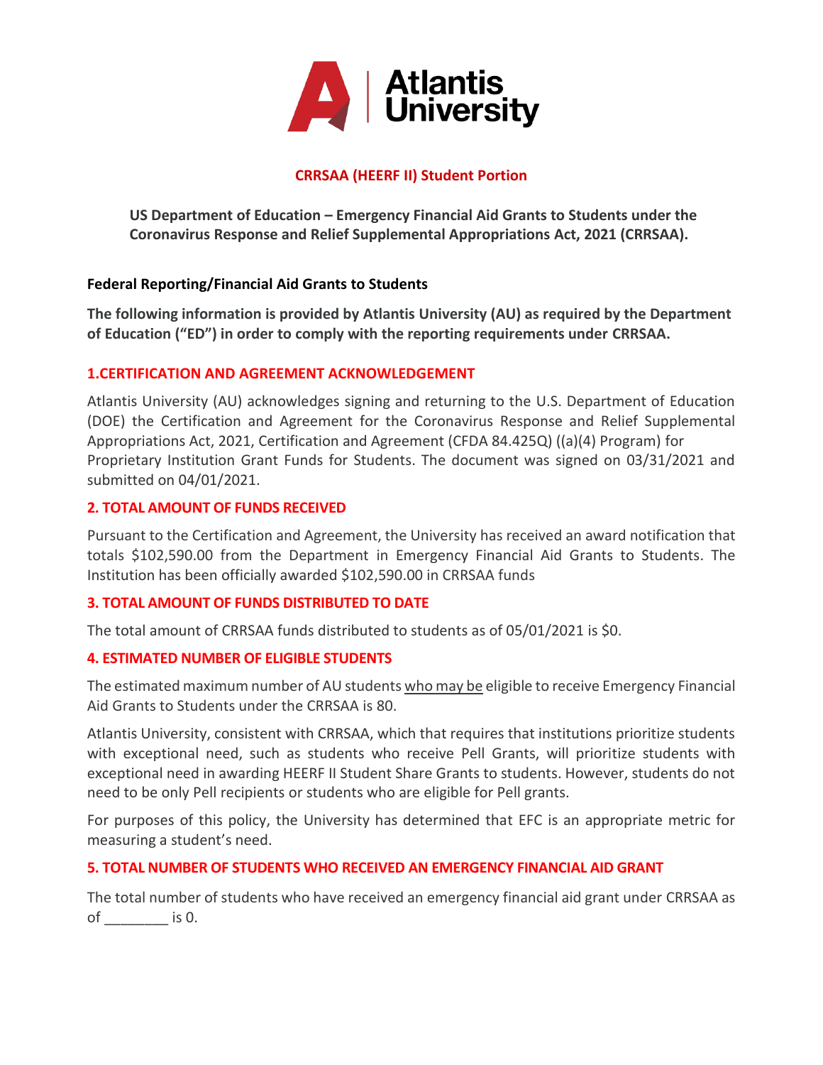Atlantis University

## CRRSAA (HEERF II) Student Portion

**US Department of Education – Emergency Financial Aid Grants to Students under the Coronavirus Response and Relief Supplemental Appropriations Act, 2021 (CRRSAA).**

**Federal Reporting/Financial Aid Grants to Students**

**The following information is provided by Atlantis University (AU) as required by the Department of Education ("ED") in order to comply with the reporting requirements under CRRSAA.**

### 1.CERTIFICATION AND AGREEMENT ACKNOWLEDGEMENT

Atlantis University (AU) acknowledges signing and returning to the U.S. Department of Education (DOE) the Certification and Agreement for the Coronavirus Response and Relief Supplemental Appropriations Act, 2021, Certification and Agreement (CFDA 84.425Q) ((a)(4) Program) for Proprietary Institution Grant Funds for Students. The document was signed on 03/31/2021 and submitted on 04/01/2021.

### 2. TOTAL AMOUNT OF FUNDS RECEIVED

Pursuant to the Certification and Agreement, the University has received an award notification that totals $102,590.00 from the Department in Emergency Financial Aid Grants to Students. The Institution has been officially awarded $102,590.00 in CRRSAA funds

### 3. TOTAL AMOUNT OF FUNDS DISTRIBUTED TO DATE

The total amount of CRRSAA funds distributed to students as of 05/01/2021 is $0.

### 4. ESTIMATED NUMBER OF ELIGIBLE STUDENTS

The estimated maximum number of AU students who may be eligible to receive Emergency Financial Aid Grants to Students under the CRRSAA is 80.

Atlantis University, consistent with CRRSAA, which that requires that institutions prioritize students with exceptional need, such as students who receive Pell Grants, will prioritize students with exceptional need in awarding HEERF II Student Share Grants to students. However, students do not need to be only Pell recipients or students who are eligible for Pell grants.

For purposes of this policy, the University has determined that EFC is an appropriate metric for measuring a student's need.

### 5. TOTAL NUMBER OF STUDENTS WHO RECEIVED AN EMERGENCY FINANCIAL AID GRANT

The total number of students who have received an emergency financial aid grant under CRRSAA as of ________ is 0.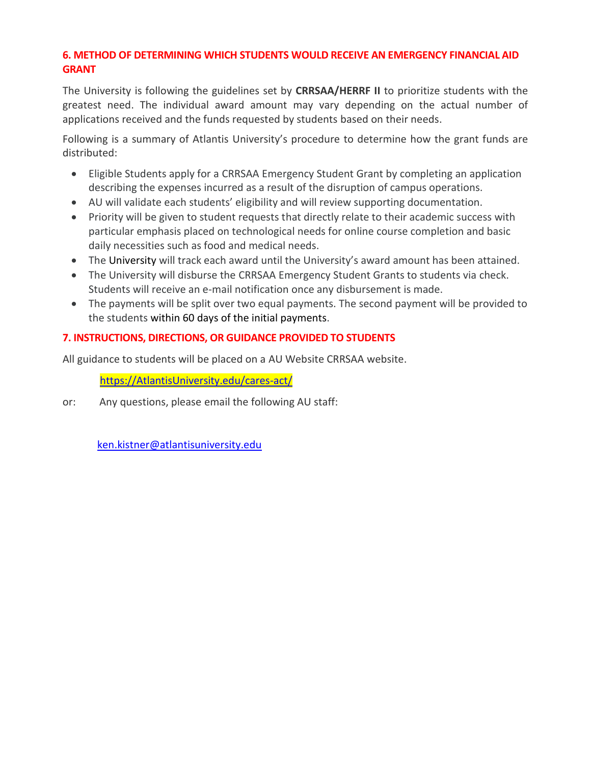## 6. METHOD OF DETERMINING WHICH STUDENTS WOULD RECEIVE AN EMERGENCY FINANCIAL AID GRANT

The University is following the guidelines set by **CRRSAA/HERRF II** to prioritize students with the greatest need. The individual award amount may vary depending on the actual number of applications received and the funds requested by students based on their needs.

Following is a summary of Atlantis University's procedure to determine how the grant funds are distributed:

- Eligible Students apply for a CRRSAA Emergency Student Grant by completing an application describing the expenses incurred as a result of the disruption of campus operations.
- AU will validate each students' eligibility and will review supporting documentation.
- Priority will be given to student requests that directly relate to their academic success with particular emphasis placed on technological needs for online course completion and basic daily necessities such as food and medical needs.
- The University will track each award until the University's award amount has been attained.
- The University will disburse the CRRSAA Emergency Student Grants to students via check. Students will receive an e-mail notification once any disbursement is made.
- The payments will be split over two equal payments. The second payment will be provided to the students within 60 days of the initial payments.

## 7. INSTRUCTIONS, DIRECTIONS, OR GUIDANCE PROVIDED TO STUDENTS

All guidance to students will be placed on a AU Website CRRSAA website.

https://AtlantisUniversity.edu/cares-act/

or: Any questions, please email the following AU staff:

ken.kistner@atlantisuniversity.edu